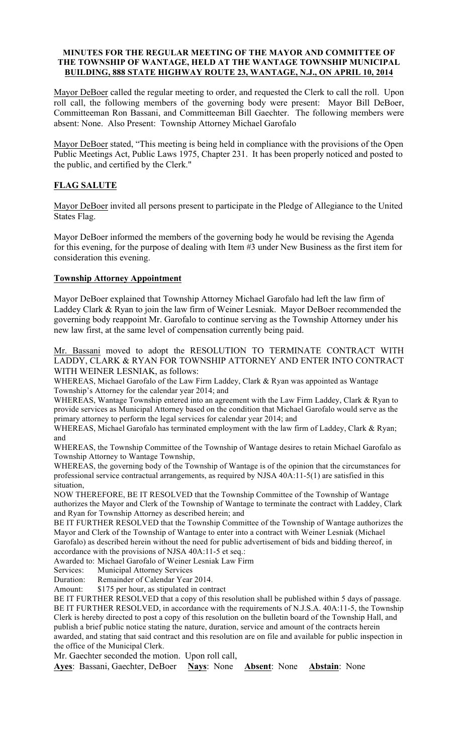**MINUTES FOR THE REGULAR MEETING OF THE MAYOR AND COMMITTEE OF THE TOWNSHIP OF WANTAGE, HELD AT THE WANTAGE TOWNSHIP MUNICIPAL BUILDING, 888 STATE HIGHWAY ROUTE 23, WANTAGE, N.J., ON APRIL 10, 2014**

Mayor DeBoer called the regular meeting to order, and requested the Clerk to call the roll. Upon roll call, the following members of the governing body were present: Mayor Bill DeBoer, Committeeman Ron Bassani, and Committeeman Bill Gaechter. The following members were absent: None. Also Present: Township Attorney Michael Garofalo

Mayor DeBoer stated, "This meeting is being held in compliance with the provisions of the Open Public Meetings Act, Public Laws 1975, Chapter 231. It has been properly noticed and posted to the public, and certified by the Clerk."

## FLAG SALUTE

Mayor DeBoer invited all persons present to participate in the Pledge of Allegiance to the United States Flag.

Mayor DeBoer informed the members of the governing body he would be revising the Agenda for this evening, for the purpose of dealing with Item #3 under New Business as the first item for consideration this evening.

## Township Attorney Appointment

Mayor DeBoer explained that Township Attorney Michael Garofalo had left the law firm of Laddey Clark & Ryan to join the law firm of Weiner Lesniak. Mayor DeBoer recommended the governing body reappoint Mr. Garofalo to continue serving as the Township Attorney under his new law first, at the same level of compensation currently being paid.

Mr. Bassani moved to adopt the RESOLUTION TO TERMINATE CONTRACT WITH LADDY, CLARK & RYAN FOR TOWNSHIP ATTORNEY AND ENTER INTO CONTRACT WITH WEINER LESNIAK, as follows:

WHEREAS, Michael Garofalo of the Law Firm Laddey, Clark & Ryan was appointed as Wantage Township's Attorney for the calendar year 2014; and

WHEREAS, Wantage Township entered into an agreement with the Law Firm Laddey, Clark & Ryan to provide services as Municipal Attorney based on the condition that Michael Garofalo would serve as the primary attorney to perform the legal services for calendar year 2014; and

WHEREAS, Michael Garofalo has terminated employment with the law firm of Laddey, Clark & Ryan; and

WHEREAS, the Township Committee of the Township of Wantage desires to retain Michael Garofalo as Township Attorney to Wantage Township,

WHEREAS, the governing body of the Township of Wantage is of the opinion that the circumstances for professional service contractual arrangements, as required by NJSA 40A:11-5(1) are satisfied in this situation,

NOW THEREFORE, BE IT RESOLVED that the Township Committee of the Township of Wantage authorizes the Mayor and Clerk of the Township of Wantage to terminate the contract with Laddey, Clark and Ryan for Township Attorney as described herein; and

BE IT FURTHER RESOLVED that the Township Committee of the Township of Wantage authorizes the Mayor and Clerk of the Township of Wantage to enter into a contract with Weiner Lesniak (Michael Garofalo) as described herein without the need for public advertisement of bids and bidding thereof, in accordance with the provisions of NJSA 40A:11-5 et seq.:

Awarded to: Michael Garofalo of Weiner Lesniak Law Firm
Services: Municipal Attorney Services
Duration: Remainder of Calendar Year 2014.
Amount: $175 per hour, as stipulated in contract

BE IT FURTHER RESOLVED that a copy of this resolution shall be published within 5 days of passage.

BE IT FURTHER RESOLVED, in accordance with the requirements of N.J.S.A. 40A:11-5, the Township Clerk is hereby directed to post a copy of this resolution on the bulletin board of the Township Hall, and publish a brief public notice stating the nature, duration, service and amount of the contracts herein awarded, and stating that said contract and this resolution are on file and available for public inspection in the office of the Municipal Clerk.

Mr. Gaechter seconded the motion. Upon roll call,

**Ayes**: Bassani, Gaechter, DeBoer **Nays**: None **Absent**: None **Abstain**: None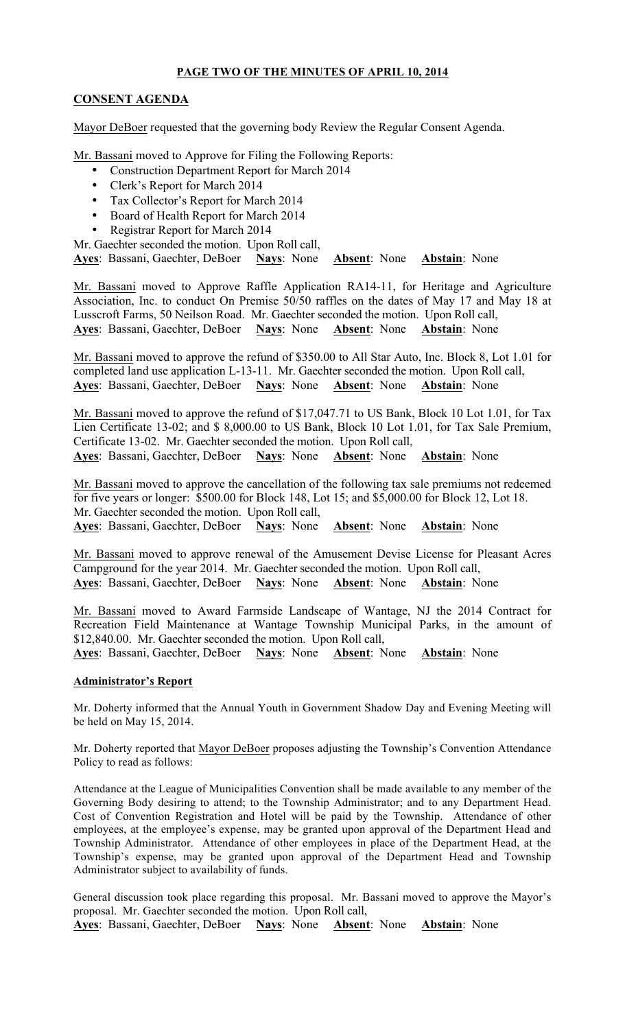**PAGE TWO OF THE MINUTES OF APRIL 10, 2014**

## CONSENT AGENDA

Mayor DeBoer requested that the governing body Review the Regular Consent Agenda.

Mr. Bassani moved to Approve for Filing the Following Reports:

- Construction Department Report for March 2014
- Clerk's Report for March 2014
- Tax Collector's Report for March 2014
- Board of Health Report for March 2014
- Registrar Report for March 2014

Mr. Gaechter seconded the motion. Upon Roll call,
**Ayes**: Bassani, Gaechter, DeBoer **Nays**: None **Absent**: None **Abstain**: None

Mr. Bassani moved to Approve Raffle Application RA14-11, for Heritage and Agriculture Association, Inc. to conduct On Premise 50/50 raffles on the dates of May 17 and May 18 at Lusscroft Farms, 50 Neilson Road. Mr. Gaechter seconded the motion. Upon Roll call,
**Ayes**: Bassani, Gaechter, DeBoer **Nays**: None **Absent**: None **Abstain**: None

Mr. Bassani moved to approve the refund of $350.00 to All Star Auto, Inc. Block 8, Lot 1.01 for completed land use application L-13-11. Mr. Gaechter seconded the motion. Upon Roll call,
**Ayes**: Bassani, Gaechter, DeBoer **Nays**: None **Absent**: None **Abstain**: None

Mr. Bassani moved to approve the refund of $17,047.71 to US Bank, Block 10 Lot 1.01, for Tax Lien Certificate 13-02; and $ 8,000.00 to US Bank, Block 10 Lot 1.01, for Tax Sale Premium, Certificate 13-02. Mr. Gaechter seconded the motion. Upon Roll call,
**Ayes**: Bassani, Gaechter, DeBoer **Nays**: None **Absent**: None **Abstain**: None

Mr. Bassani moved to approve the cancellation of the following tax sale premiums not redeemed for five years or longer: $500.00 for Block 148, Lot 15; and $5,000.00 for Block 12, Lot 18. Mr. Gaechter seconded the motion. Upon Roll call,
**Ayes**: Bassani, Gaechter, DeBoer **Nays**: None **Absent**: None **Abstain**: None

Mr. Bassani moved to approve renewal of the Amusement Devise License for Pleasant Acres Campground for the year 2014. Mr. Gaechter seconded the motion. Upon Roll call,
**Ayes**: Bassani, Gaechter, DeBoer **Nays**: None **Absent**: None **Abstain**: None

Mr. Bassani moved to Award Farmside Landscape of Wantage, NJ the 2014 Contract for Recreation Field Maintenance at Wantage Township Municipal Parks, in the amount of $12,840.00. Mr. Gaechter seconded the motion. Upon Roll call,
**Ayes**: Bassani, Gaechter, DeBoer **Nays**: None **Absent**: None **Abstain**: None

### Administrator's Report

Mr. Doherty informed that the Annual Youth in Government Shadow Day and Evening Meeting will be held on May 15, 2014.

Mr. Doherty reported that Mayor DeBoer proposes adjusting the Township's Convention Attendance Policy to read as follows:

Attendance at the League of Municipalities Convention shall be made available to any member of the Governing Body desiring to attend; to the Township Administrator; and to any Department Head. Cost of Convention Registration and Hotel will be paid by the Township. Attendance of other employees, at the employee's expense, may be granted upon approval of the Department Head and Township Administrator. Attendance of other employees in place of the Department Head, at the Township's expense, may be granted upon approval of the Department Head and Township Administrator subject to availability of funds.

General discussion took place regarding this proposal. Mr. Bassani moved to approve the Mayor's proposal. Mr. Gaechter seconded the motion. Upon Roll call,
**Ayes**: Bassani, Gaechter, DeBoer **Nays**: None **Absent**: None **Abstain**: None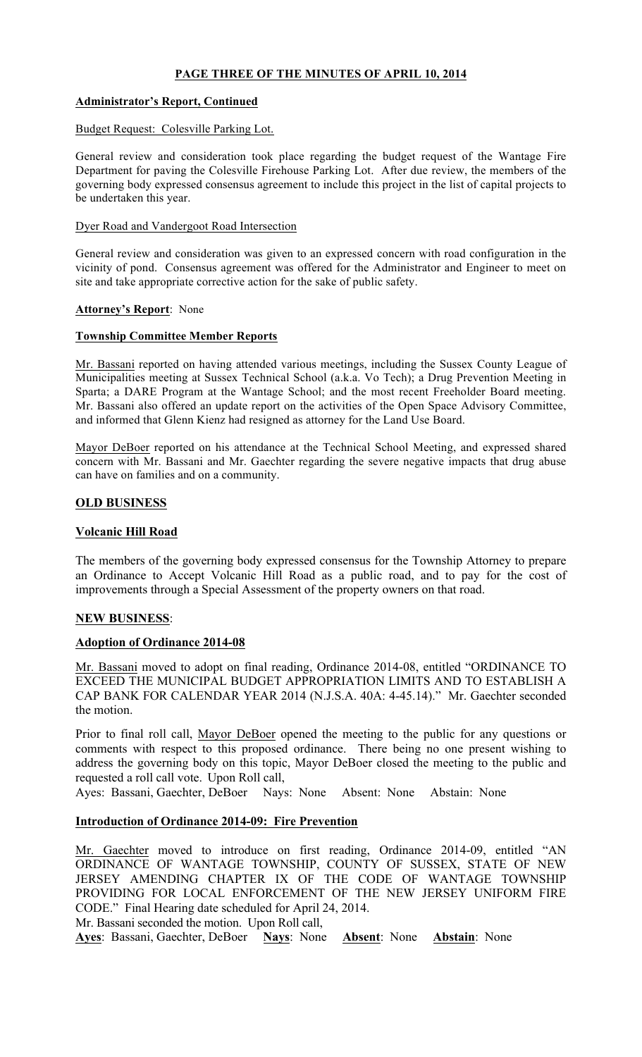**PAGE THREE OF THE MINUTES OF APRIL 10, 2014**

**Administrator's Report, Continued**

Budget Request: Colesville Parking Lot.

General review and consideration took place regarding the budget request of the Wantage Fire Department for paving the Colesville Firehouse Parking Lot. After due review, the members of the governing body expressed consensus agreement to include this project in the list of capital projects to be undertaken this year.

Dyer Road and Vandergoot Road Intersection

General review and consideration was given to an expressed concern with road configuration in the vicinity of pond. Consensus agreement was offered for the Administrator and Engineer to meet on site and take appropriate corrective action for the sake of public safety.

**Attorney's Report**: None

**Township Committee Member Reports**

Mr. Bassani reported on having attended various meetings, including the Sussex County League of Municipalities meeting at Sussex Technical School (a.k.a. Vo Tech); a Drug Prevention Meeting in Sparta; a DARE Program at the Wantage School; and the most recent Freeholder Board meeting. Mr. Bassani also offered an update report on the activities of the Open Space Advisory Committee, and informed that Glenn Kienz had resigned as attorney for the Land Use Board.

Mayor DeBoer reported on his attendance at the Technical School Meeting, and expressed shared concern with Mr. Bassani and Mr. Gaechter regarding the severe negative impacts that drug abuse can have on families and on a community.

**OLD BUSINESS**

**Volcanic Hill Road**

The members of the governing body expressed consensus for the Township Attorney to prepare an Ordinance to Accept Volcanic Hill Road as a public road, and to pay for the cost of improvements through a Special Assessment of the property owners on that road.

**NEW BUSINESS**:

**Adoption of Ordinance 2014-08**

Mr. Bassani moved to adopt on final reading, Ordinance 2014-08, entitled "ORDINANCE TO EXCEED THE MUNICIPAL BUDGET APPROPRIATION LIMITS AND TO ESTABLISH A CAP BANK FOR CALENDAR YEAR 2014 (N.J.S.A. 40A: 4-45.14)." Mr. Gaechter seconded the motion.

Prior to final roll call, Mayor DeBoer opened the meeting to the public for any questions or comments with respect to this proposed ordinance. There being no one present wishing to address the governing body on this topic, Mayor DeBoer closed the meeting to the public and requested a roll call vote. Upon Roll call,

Ayes: Bassani, Gaechter, DeBoer Nays: None Absent: None Abstain: None

**Introduction of Ordinance 2014-09: Fire Prevention**

Mr. Gaechter moved to introduce on first reading, Ordinance 2014-09, entitled "AN ORDINANCE OF WANTAGE TOWNSHIP, COUNTY OF SUSSEX, STATE OF NEW JERSEY AMENDING CHAPTER IX OF THE CODE OF WANTAGE TOWNSHIP PROVIDING FOR LOCAL ENFORCEMENT OF THE NEW JERSEY UNIFORM FIRE CODE." Final Hearing date scheduled for April 24, 2014.

Mr. Bassani seconded the motion. Upon Roll call,

**Ayes**: Bassani, Gaechter, DeBoer **Nays**: None **Absent**: None **Abstain**: None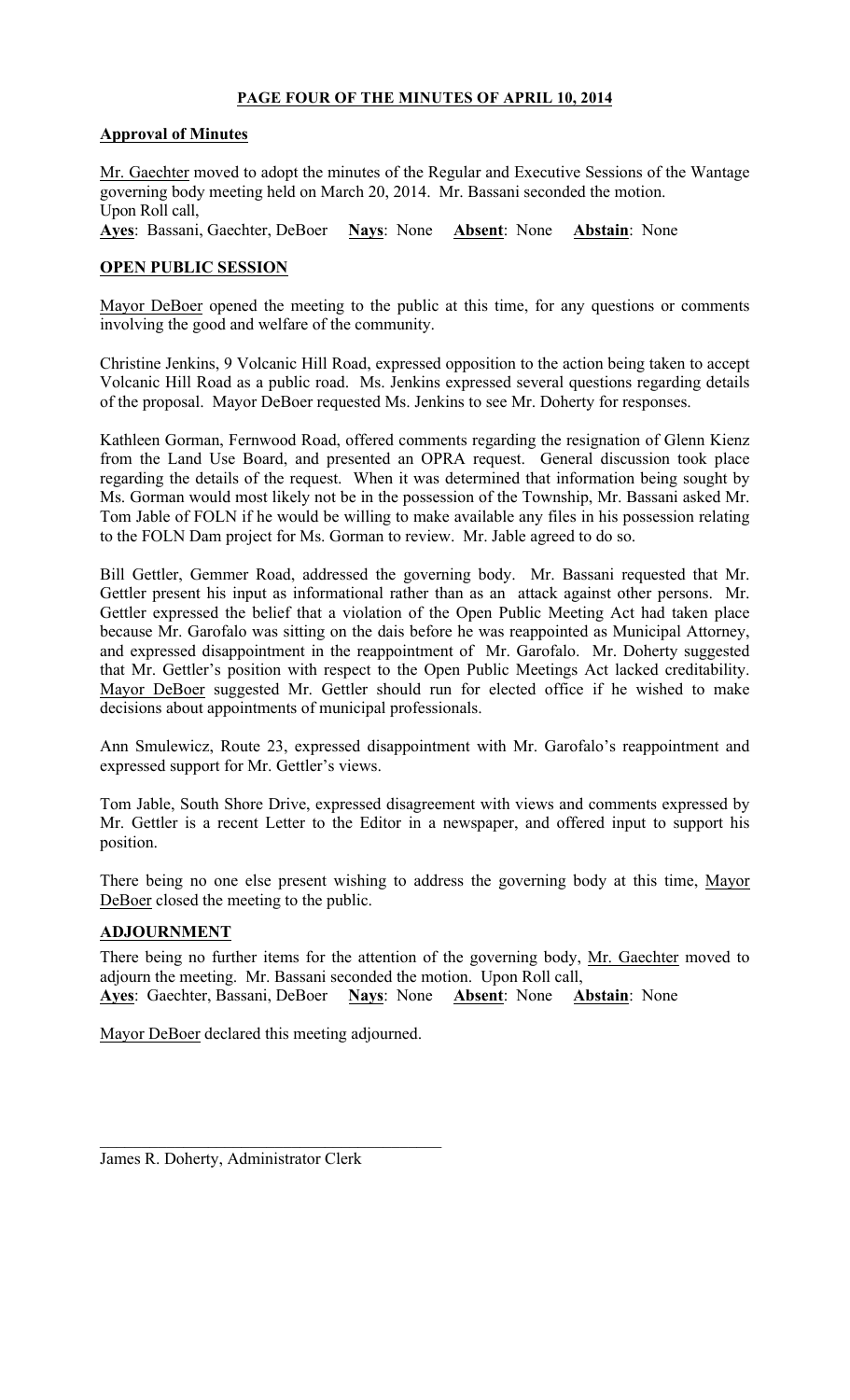**PAGE FOUR OF THE MINUTES OF APRIL 10, 2014**

**Approval of Minutes**

Mr. Gaechter moved to adopt the minutes of the Regular and Executive Sessions of the Wantage governing body meeting held on March 20, 2014. Mr. Bassani seconded the motion.
Upon Roll call,
**Ayes**: Bassani, Gaechter, DeBoer **Nays**: None **Absent**: None **Abstain**: None

**OPEN PUBLIC SESSION**

Mayor DeBoer opened the meeting to the public at this time, for any questions or comments involving the good and welfare of the community.

Christine Jenkins, 9 Volcanic Hill Road, expressed opposition to the action being taken to accept Volcanic Hill Road as a public road. Ms. Jenkins expressed several questions regarding details of the proposal. Mayor DeBoer requested Ms. Jenkins to see Mr. Doherty for responses.

Kathleen Gorman, Fernwood Road, offered comments regarding the resignation of Glenn Kienz from the Land Use Board, and presented an OPRA request. General discussion took place regarding the details of the request. When it was determined that information being sought by Ms. Gorman would most likely not be in the possession of the Township, Mr. Bassani asked Mr. Tom Jable of FOLN if he would be willing to make available any files in his possession relating to the FOLN Dam project for Ms. Gorman to review. Mr. Jable agreed to do so.

Bill Gettler, Gemmer Road, addressed the governing body. Mr. Bassani requested that Mr. Gettler present his input as informational rather than as an attack against other persons. Mr. Gettler expressed the belief that a violation of the Open Public Meeting Act had taken place because Mr. Garofalo was sitting on the dais before he was reappointed as Municipal Attorney, and expressed disappointment in the reappointment of Mr. Garofalo. Mr. Doherty suggested that Mr. Gettler's position with respect to the Open Public Meetings Act lacked creditability. Mayor DeBoer suggested Mr. Gettler should run for elected office if he wished to make decisions about appointments of municipal professionals.

Ann Smulewicz, Route 23, expressed disappointment with Mr. Garofalo's reappointment and expressed support for Mr. Gettler's views.

Tom Jable, South Shore Drive, expressed disagreement with views and comments expressed by Mr. Gettler is a recent Letter to the Editor in a newspaper, and offered input to support his position.

There being no one else present wishing to address the governing body at this time, Mayor DeBoer closed the meeting to the public.

**ADJOURNMENT**

There being no further items for the attention of the governing body, Mr. Gaechter moved to adjourn the meeting. Mr. Bassani seconded the motion. Upon Roll call,
**Ayes**: Gaechter, Bassani, DeBoer **Nays**: None **Absent**: None **Abstain**: None

Mayor DeBoer declared this meeting adjourned.

\_\_\_\_\_\_\_\_\_\_\_\_\_\_\_\_\_\_\_\_\_\_\_\_\_\_\_\_\_\_\_\_\_\_\_\_\_\_\_\_
James R. Doherty, Administrator Clerk